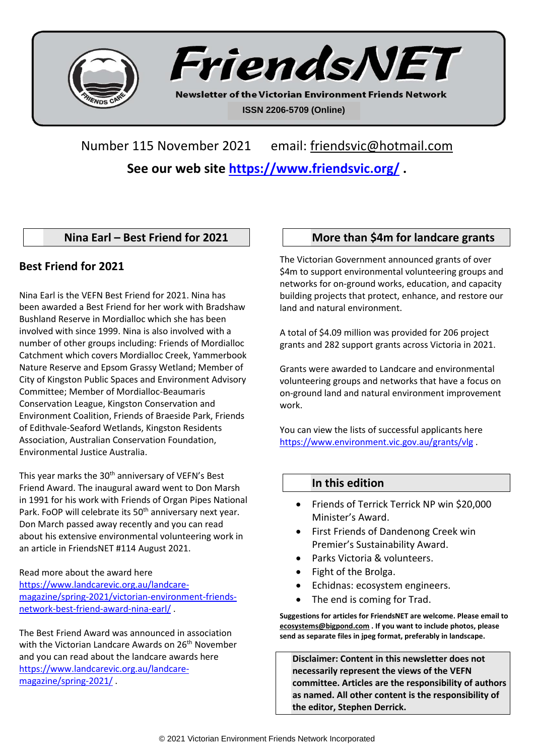# FriendsNET

**Newsletter of the Victorian Environment Friends Network**

ISSN 2206-5709 (Online)

Number 115 November 2021 email: friendsvic@hotmail.com

**See our web site https://www.friendsvic.org/ .**

## Nina Earl – Best Friend for 2021

### Best Friend for 2021

Nina Earl is the VEFN Best Friend for 2021. Nina has been awarded a Best Friend for her work with Bradshaw Bushland Reserve in Mordialloc which she has been involved with since 1999. Nina is also involved with a number of other groups including: Friends of Mordialloc Catchment which covers Mordialloc Creek, Yammerbook Nature Reserve and Epsom Grassy Wetland; Member of City of Kingston Public Spaces and Environment Advisory Committee; Member of Mordialloc-Beaumaris Conservation League, Kingston Conservation and Environment Coalition, Friends of Braeside Park, Friends of Edithvale-Seaford Wetlands, Kingston Residents Association, Australian Conservation Foundation, Environmental Justice Australia.

This year marks the 30th anniversary of VEFN's Best Friend Award. The inaugural award went to Don Marsh in 1991 for his work with Friends of Organ Pipes National Park. FoOP will celebrate its 50th anniversary next year. Don March passed away recently and you can read about his extensive environmental volunteering work in an article in FriendsNET #114 August 2021.

Read more about the award here https://www.landcarevic.org.au/landcare-magazine/spring-2021/victorian-environment-friends-network-best-friend-award-nina-earl/ .

The Best Friend Award was announced in association with the Victorian Landcare Awards on 26th November and you can read about the landcare awards here https://www.landcarevic.org.au/landcare-magazine/spring-2021/ .

## More than $4m for landcare grants

The Victorian Government announced grants of over $4m to support environmental volunteering groups and networks for on-ground works, education, and capacity building projects that protect, enhance, and restore our land and natural environment.

A total of $4.09 million was provided for 206 project grants and 282 support grants across Victoria in 2021.

Grants were awarded to Landcare and environmental volunteering groups and networks that have a focus on on-ground land and natural environment improvement work.

You can view the lists of successful applicants here https://www.environment.vic.gov.au/grants/vlg .

## In this edition

- Friends of Terrick Terrick NP win $20,000 Minister's Award.
- First Friends of Dandenong Creek win Premier's Sustainability Award.
- Parks Victoria & volunteers.
- Fight of the Brolga.
- Echidnas: ecosystem engineers.
- The end is coming for Trad.

**Suggestions for articles for FriendsNET are welcome. Please email to ecosystems@bigpond.com . If you want to include photos, please send as separate files in jpeg format, preferably in landscape.**

**Disclaimer: Content in this newsletter does not necessarily represent the views of the VEFN committee. Articles are the responsibility of authors as named. All other content is the responsibility of the editor, Stephen Derrick.**

© 2021 Victorian Environment Friends Network Incorporated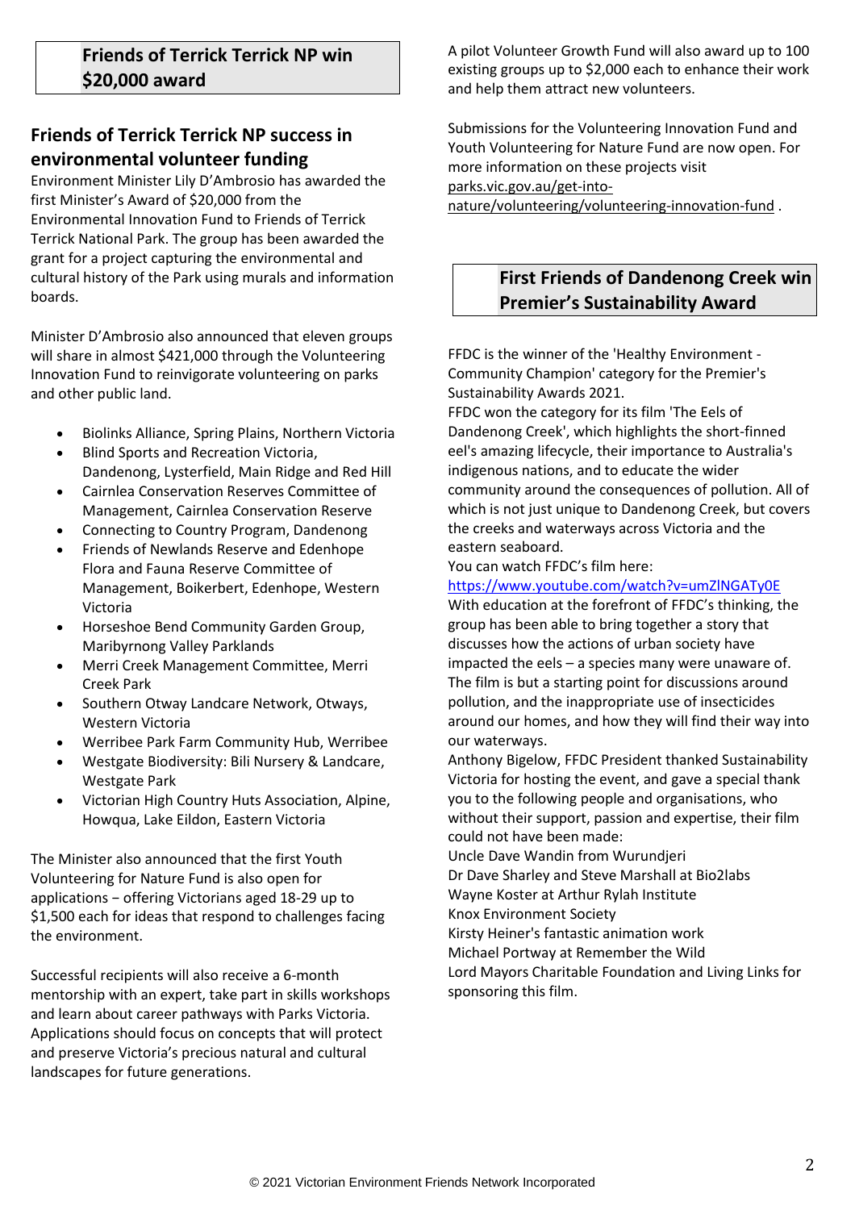## Friends of Terrick Terrick NP win $20,000 award

### Friends of Terrick Terrick NP success in environmental volunteer funding

Environment Minister Lily D'Ambrosio has awarded the first Minister's Award of $20,000 from the Environmental Innovation Fund to Friends of Terrick Terrick National Park. The group has been awarded the grant for a project capturing the environmental and cultural history of the Park using murals and information boards.

Minister D'Ambrosio also announced that eleven groups will share in almost $421,000 through the Volunteering Innovation Fund to reinvigorate volunteering on parks and other public land.

- Biolinks Alliance, Spring Plains, Northern Victoria
- Blind Sports and Recreation Victoria, Dandenong, Lysterfield, Main Ridge and Red Hill
- Cairnlea Conservation Reserves Committee of Management, Cairnlea Conservation Reserve
- Connecting to Country Program, Dandenong
- Friends of Newlands Reserve and Edenhope Flora and Fauna Reserve Committee of Management, Boikerbert, Edenhope, Western Victoria
- Horseshoe Bend Community Garden Group, Maribyrnong Valley Parklands
- Merri Creek Management Committee, Merri Creek Park
- Southern Otway Landcare Network, Otways, Western Victoria
- Werribee Park Farm Community Hub, Werribee
- Westgate Biodiversity: Bili Nursery & Landcare, Westgate Park
- Victorian High Country Huts Association, Alpine, Howqua, Lake Eildon, Eastern Victoria

The Minister also announced that the first Youth Volunteering for Nature Fund is also open for applications – offering Victorians aged 18-29 up to $1,500 each for ideas that respond to challenges facing the environment.

Successful recipients will also receive a 6-month mentorship with an expert, take part in skills workshops and learn about career pathways with Parks Victoria. Applications should focus on concepts that will protect and preserve Victoria's precious natural and cultural landscapes for future generations.

A pilot Volunteer Growth Fund will also award up to 100 existing groups up to $2,000 each to enhance their work and help them attract new volunteers.

Submissions for the Volunteering Innovation Fund and Youth Volunteering for Nature Fund are now open. For more information on these projects visit parks.vic.gov.au/get-into-nature/volunteering/volunteering-innovation-fund .

## First Friends of Dandenong Creek win Premier's Sustainability Award

FFDC is the winner of the 'Healthy Environment - Community Champion' category for the Premier's Sustainability Awards 2021.
FFDC won the category for its film 'The Eels of Dandenong Creek', which highlights the short-finned eel's amazing lifecycle, their importance to Australia's indigenous nations, and to educate the wider community around the consequences of pollution. All of which is not just unique to Dandenong Creek, but covers the creeks and waterways across Victoria and the eastern seaboard.
You can watch FFDC's film here:
https://www.youtube.com/watch?v=umZlNGATy0E
With education at the forefront of FFDC's thinking, the group has been able to bring together a story that discusses how the actions of urban society have impacted the eels – a species many were unaware of. The film is but a starting point for discussions around pollution, and the inappropriate use of insecticides around our homes, and how they will find their way into our waterways.
Anthony Bigelow, FFDC President thanked Sustainability Victoria for hosting the event, and gave a special thank you to the following people and organisations, who without their support, passion and expertise, their film could not have been made:
Uncle Dave Wandin from Wurundjeri
Dr Dave Sharley and Steve Marshall at Bio2labs
Wayne Koster at Arthur Rylah Institute
Knox Environment Society
Kirsty Heiner's fantastic animation work
Michael Portway at Remember the Wild
Lord Mayors Charitable Foundation and Living Links for sponsoring this film.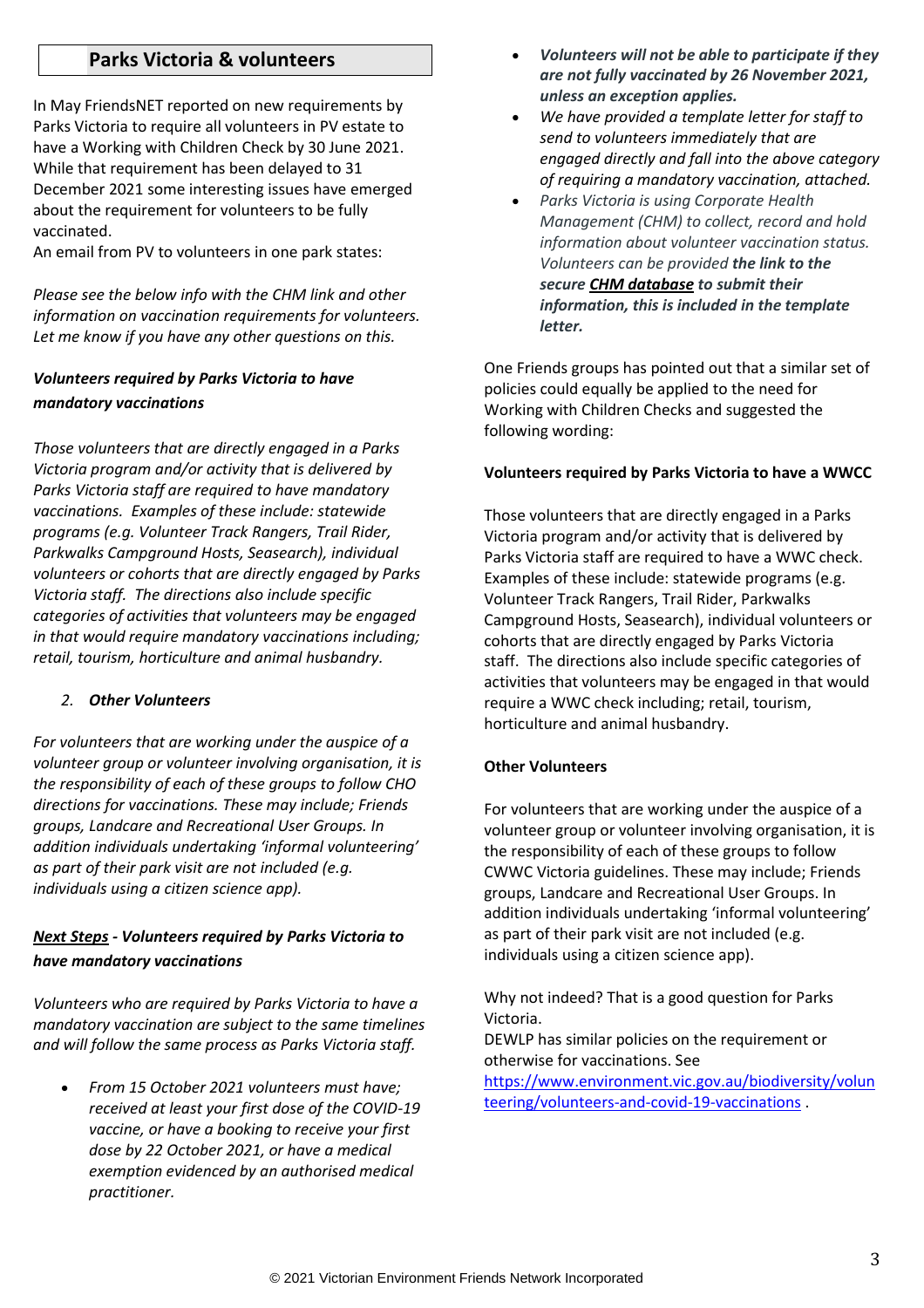## Parks Victoria & volunteers

In May FriendsNET reported on new requirements by Parks Victoria to require all volunteers in PV estate to have a Working with Children Check by 30 June 2021. While that requirement has been delayed to 31 December 2021 some interesting issues have emerged about the requirement for volunteers to be fully vaccinated.
An email from PV to volunteers in one park states:

*Please see the below info with the CHM link and other information on vaccination requirements for volunteers. Let me know if you have any other questions on this.*

***Volunteers required by Parks Victoria to have mandatory vaccinations***

*Those volunteers that are directly engaged in a Parks Victoria program and/or activity that is delivered by Parks Victoria staff are required to have mandatory vaccinations. Examples of these include: statewide programs (e.g. Volunteer Track Rangers, Trail Rider, Parkwalks Campground Hosts, Seasearch), individual volunteers or cohorts that are directly engaged by Parks Victoria staff. The directions also include specific categories of activities that volunteers may be engaged in that would require mandatory vaccinations including; retail, tourism, horticulture and animal husbandry.*

2. ***Other Volunteers***

*For volunteers that are working under the auspice of a volunteer group or volunteer involving organisation, it is the responsibility of each of these groups to follow CHO directions for vaccinations. These may include; Friends groups, Landcare and Recreational User Groups. In addition individuals undertaking 'informal volunteering' as part of their park visit are not included (e.g. individuals using a citizen science app).*

***Next Steps* - *Volunteers required by Parks Victoria to have mandatory vaccinations***

*Volunteers who are required by Parks Victoria to have a mandatory vaccination are subject to the same timelines and will follow the same process as Parks Victoria staff.*

- *From 15 October 2021 volunteers must have; received at least your first dose of the COVID-19 vaccine, or have a booking to receive your first dose by 22 October 2021, or have a medical exemption evidenced by an authorised medical practitioner.*
- ***Volunteers will not be able to participate if they are not fully vaccinated by 26 November 2021, unless an exception applies.***
- *We have provided a template letter for staff to send to volunteers immediately that are engaged directly and fall into the above category of requiring a mandatory vaccination, attached.*
- *Parks Victoria is using Corporate Health Management (CHM) to collect, record and hold information about volunteer vaccination status. Volunteers can be provided* ***the link to the secure CHM database to submit their information, this is included in the template letter.***

One Friends groups has pointed out that a similar set of policies could equally be applied to the need for Working with Children Checks and suggested the following wording:

**Volunteers required by Parks Victoria to have a WWCC**

Those volunteers that are directly engaged in a Parks Victoria program and/or activity that is delivered by Parks Victoria staff are required to have a WWC check. Examples of these include: statewide programs (e.g. Volunteer Track Rangers, Trail Rider, Parkwalks Campground Hosts, Seasearch), individual volunteers or cohorts that are directly engaged by Parks Victoria staff. The directions also include specific categories of activities that volunteers may be engaged in that would require a WWC check including; retail, tourism, horticulture and animal husbandry.

**Other Volunteers**

For volunteers that are working under the auspice of a volunteer group or volunteer involving organisation, it is the responsibility of each of these groups to follow CWWC Victoria guidelines. These may include; Friends groups, Landcare and Recreational User Groups. In addition individuals undertaking 'informal volunteering' as part of their park visit are not included (e.g. individuals using a citizen science app).

Why not indeed? That is a good question for Parks Victoria.
DEWLP has similar policies on the requirement or otherwise for vaccinations. See https://www.environment.vic.gov.au/biodiversity/volunteering/volunteers-and-covid-19-vaccinations .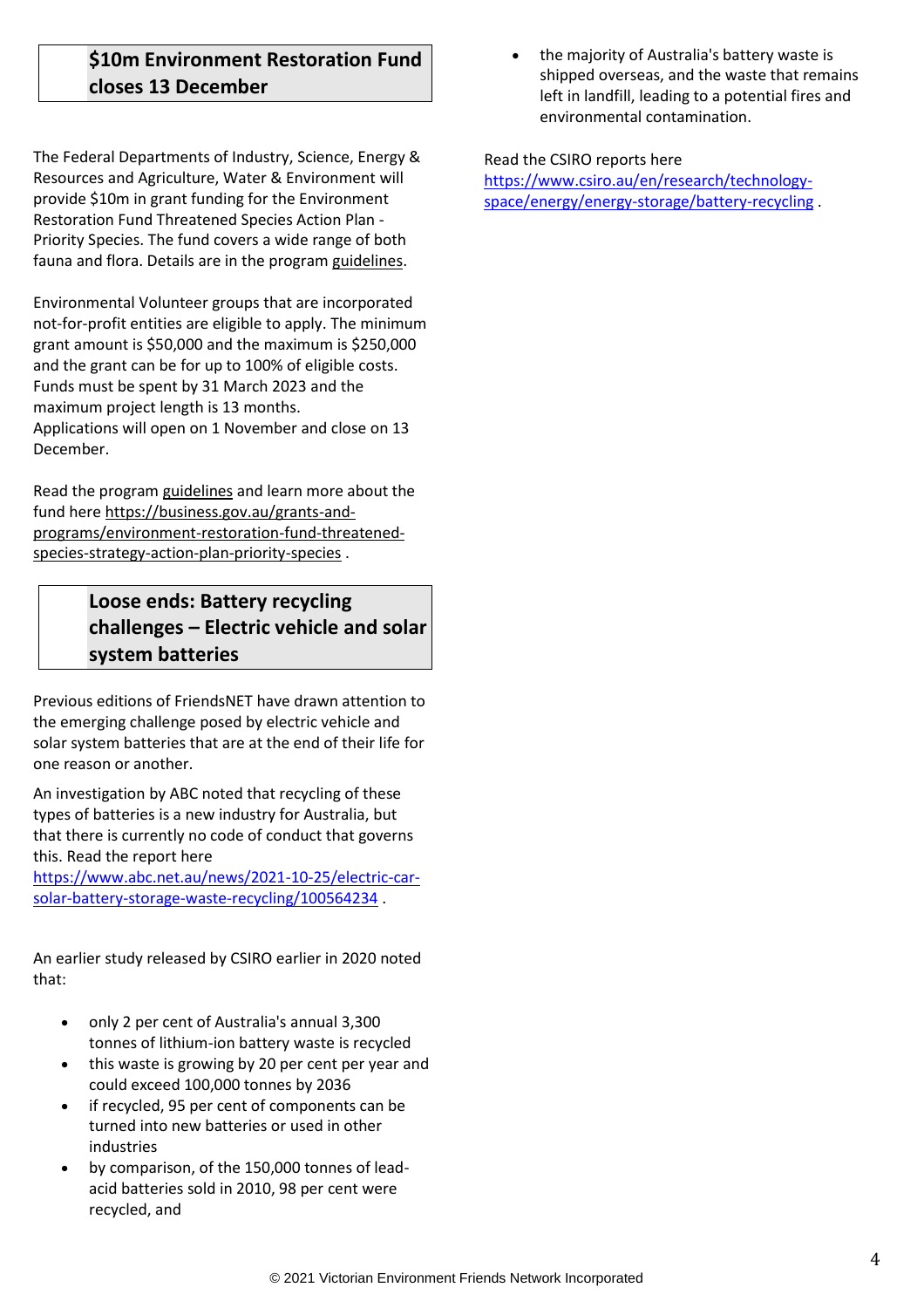## $10m Environment Restoration Fund closes 13 December

The Federal Departments of Industry, Science, Energy & Resources and Agriculture, Water & Environment will provide $10m in grant funding for the Environment Restoration Fund Threatened Species Action Plan - Priority Species. The fund covers a wide range of both fauna and flora. Details are in the program guidelines.

Environmental Volunteer groups that are incorporated not-for-profit entities are eligible to apply. The minimum grant amount is $50,000 and the maximum is $250,000 and the grant can be for up to 100% of eligible costs. Funds must be spent by 31 March 2023 and the maximum project length is 13 months.
Applications will open on 1 November and close on 13 December.

Read the program guidelines and learn more about the fund here https://business.gov.au/grants-and-programs/environment-restoration-fund-threatened-species-strategy-action-plan-priority-species .

## Loose ends: Battery recycling challenges – Electric vehicle and solar system batteries

Previous editions of FriendsNET have drawn attention to the emerging challenge posed by electric vehicle and solar system batteries that are at the end of their life for one reason or another.

An investigation by ABC noted that recycling of these types of batteries is a new industry for Australia, but that there is currently no code of conduct that governs this. Read the report here https://www.abc.net.au/news/2021-10-25/electric-car-solar-battery-storage-waste-recycling/100564234 .

An earlier study released by CSIRO earlier in 2020 noted that:

- only 2 per cent of Australia's annual 3,300 tonnes of lithium-ion battery waste is recycled
- this waste is growing by 20 per cent per year and could exceed 100,000 tonnes by 2036
- if recycled, 95 per cent of components can be turned into new batteries or used in other industries
- by comparison, of the 150,000 tonnes of lead-acid batteries sold in 2010, 98 per cent were recycled, and
- the majority of Australia's battery waste is shipped overseas, and the waste that remains left in landfill, leading to a potential fires and environmental contamination.

Read the CSIRO reports here https://www.csiro.au/en/research/technology-space/energy/energy-storage/battery-recycling .

© 2021 Victorian Environment Friends Network Incorporated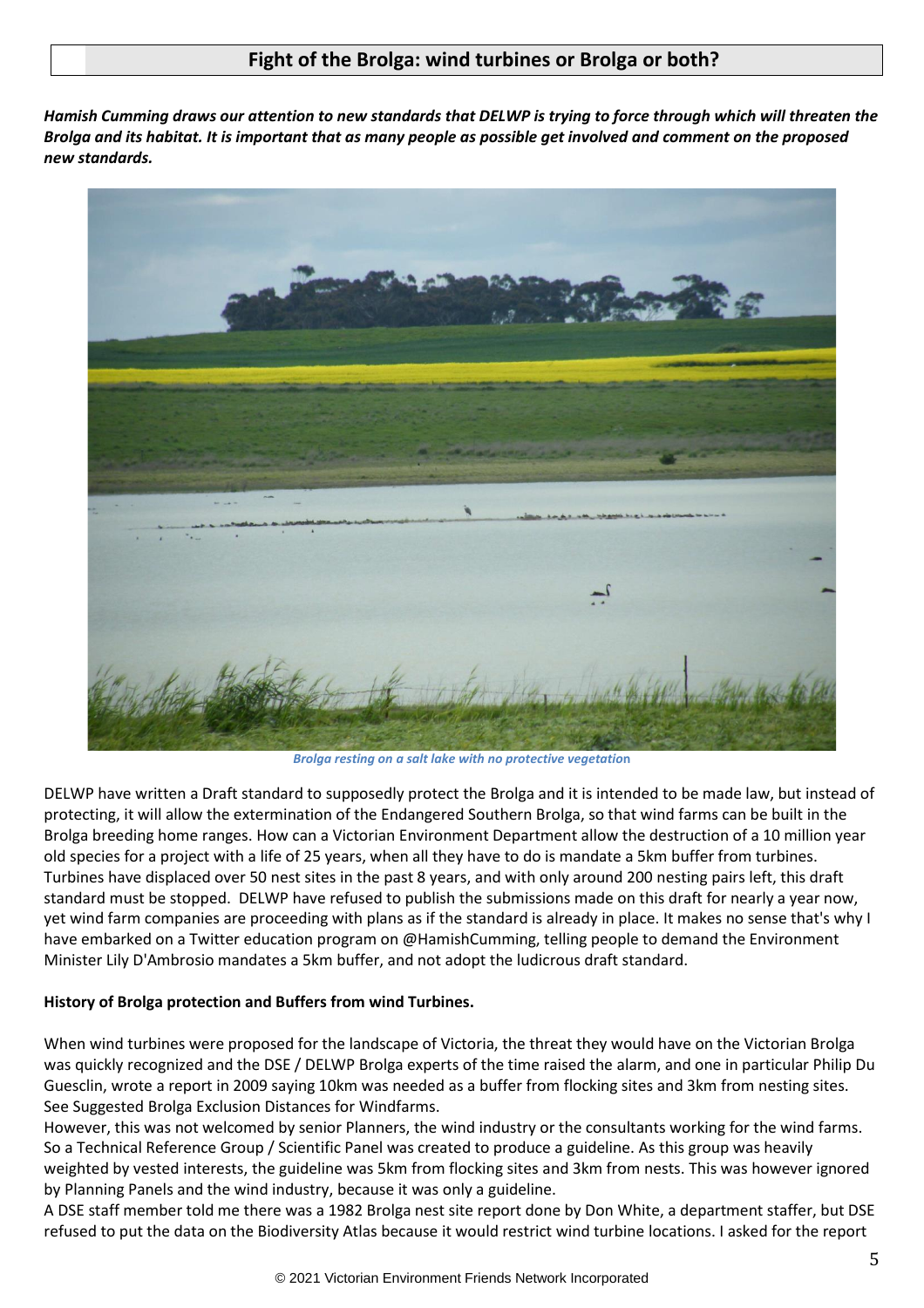## Fight of the Brolga: wind turbines or Brolga or both?

***Hamish Cumming draws our attention to new standards that DELWP is trying to force through which will threaten the Brolga and its habitat. It is important that as many people as possible get involved and comment on the proposed new standards.***

*Brolga resting on a salt lake with no protective vegetation*

DELWP have written a Draft standard to supposedly protect the Brolga and it is intended to be made law, but instead of protecting, it will allow the extermination of the Endangered Southern Brolga, so that wind farms can be built in the Brolga breeding home ranges. How can a Victorian Environment Department allow the destruction of a 10 million year old species for a project with a life of 25 years, when all they have to do is mandate a 5km buffer from turbines. Turbines have displaced over 50 nest sites in the past 8 years, and with only around 200 nesting pairs left, this draft standard must be stopped. DELWP have refused to publish the submissions made on this draft for nearly a year now, yet wind farm companies are proceeding with plans as if the standard is already in place. It makes no sense that's why I have embarked on a Twitter education program on @HamishCumming, telling people to demand the Environment Minister Lily D'Ambrosio mandates a 5km buffer, and not adopt the ludicrous draft standard.

**History of Brolga protection and Buffers from wind Turbines.**

When wind turbines were proposed for the landscape of Victoria, the threat they would have on the Victorian Brolga was quickly recognized and the DSE / DELWP Brolga experts of the time raised the alarm, and one in particular Philip Du Guesclin, wrote a report in 2009 saying 10km was needed as a buffer from flocking sites and 3km from nesting sites. See Suggested Brolga Exclusion Distances for Windfarms.

However, this was not welcomed by senior Planners, the wind industry or the consultants working for the wind farms. So a Technical Reference Group / Scientific Panel was created to produce a guideline. As this group was heavily weighted by vested interests, the guideline was 5km from flocking sites and 3km from nests. This was however ignored by Planning Panels and the wind industry, because it was only a guideline.

A DSE staff member told me there was a 1982 Brolga nest site report done by Don White, a department staffer, but DSE refused to put the data on the Biodiversity Atlas because it would restrict wind turbine locations. I asked for the report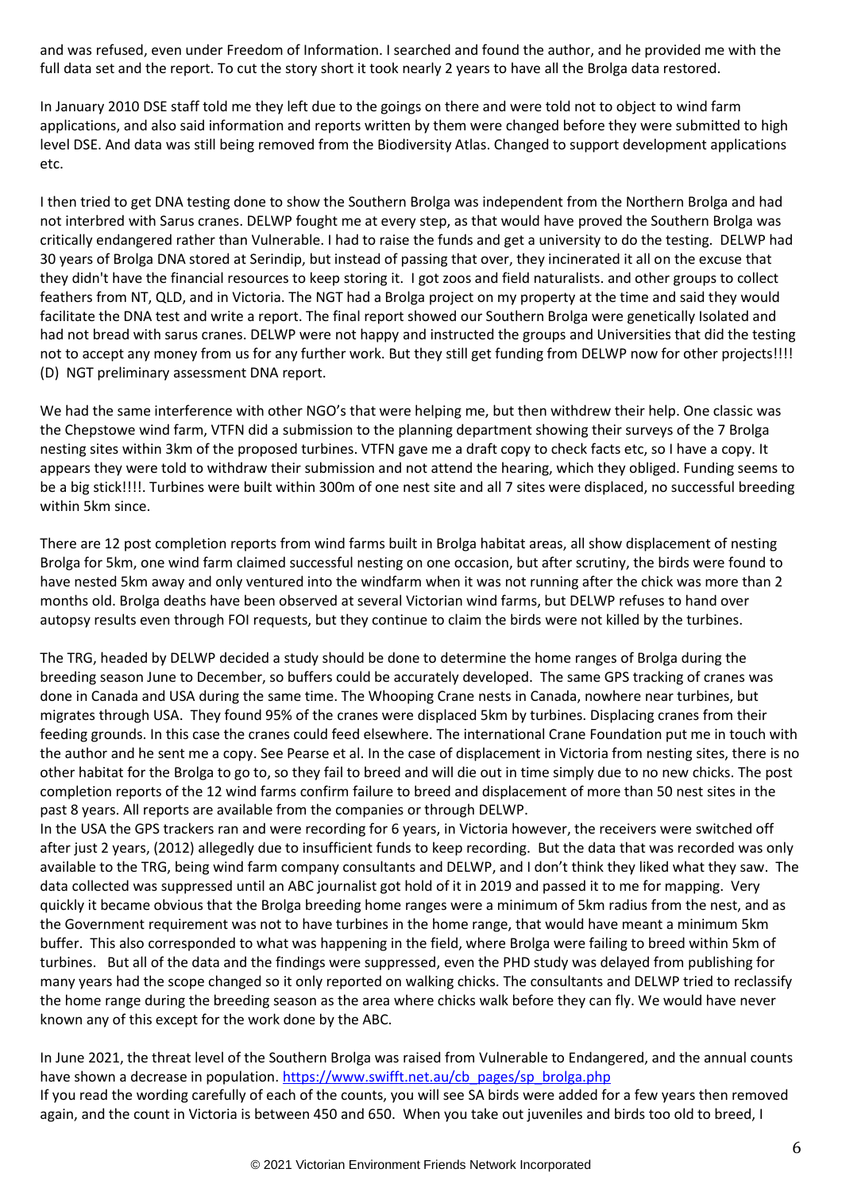and was refused, even under Freedom of Information. I searched and found the author, and he provided me with the full data set and the report. To cut the story short it took nearly 2 years to have all the Brolga data restored.

In January 2010 DSE staff told me they left due to the goings on there and were told not to object to wind farm applications, and also said information and reports written by them were changed before they were submitted to high level DSE. And data was still being removed from the Biodiversity Atlas. Changed to support development applications etc.

I then tried to get DNA testing done to show the Southern Brolga was independent from the Northern Brolga and had not interbred with Sarus cranes. DELWP fought me at every step, as that would have proved the Southern Brolga was critically endangered rather than Vulnerable. I had to raise the funds and get a university to do the testing. DELWP had 30 years of Brolga DNA stored at Serindip, but instead of passing that over, they incinerated it all on the excuse that they didn't have the financial resources to keep storing it. I got zoos and field naturalists. and other groups to collect feathers from NT, QLD, and in Victoria. The NGT had a Brolga project on my property at the time and said they would facilitate the DNA test and write a report. The final report showed our Southern Brolga were genetically Isolated and had not bread with sarus cranes. DELWP were not happy and instructed the groups and Universities that did the testing not to accept any money from us for any further work. But they still get funding from DELWP now for other projects!!!!
(D) NGT preliminary assessment DNA report.

We had the same interference with other NGO's that were helping me, but then withdrew their help. One classic was the Chepstowe wind farm, VTFN did a submission to the planning department showing their surveys of the 7 Brolga nesting sites within 3km of the proposed turbines. VTFN gave me a draft copy to check facts etc, so I have a copy. It appears they were told to withdraw their submission and not attend the hearing, which they obliged. Funding seems to be a big stick!!!!. Turbines were built within 300m of one nest site and all 7 sites were displaced, no successful breeding within 5km since.

There are 12 post completion reports from wind farms built in Brolga habitat areas, all show displacement of nesting Brolga for 5km, one wind farm claimed successful nesting on one occasion, but after scrutiny, the birds were found to have nested 5km away and only ventured into the windfarm when it was not running after the chick was more than 2 months old. Brolga deaths have been observed at several Victorian wind farms, but DELWP refuses to hand over autopsy results even through FOI requests, but they continue to claim the birds were not killed by the turbines.

The TRG, headed by DELWP decided a study should be done to determine the home ranges of Brolga during the breeding season June to December, so buffers could be accurately developed. The same GPS tracking of cranes was done in Canada and USA during the same time. The Whooping Crane nests in Canada, nowhere near turbines, but migrates through USA. They found 95% of the cranes were displaced 5km by turbines. Displacing cranes from their feeding grounds. In this case the cranes could feed elsewhere. The international Crane Foundation put me in touch with the author and he sent me a copy. See Pearse et al. In the case of displacement in Victoria from nesting sites, there is no other habitat for the Brolga to go to, so they fail to breed and will die out in time simply due to no new chicks. The post completion reports of the 12 wind farms confirm failure to breed and displacement of more than 50 nest sites in the past 8 years. All reports are available from the companies or through DELWP.
In the USA the GPS trackers ran and were recording for 6 years, in Victoria however, the receivers were switched off after just 2 years, (2012) allegedly due to insufficient funds to keep recording. But the data that was recorded was only available to the TRG, being wind farm company consultants and DELWP, and I don't think they liked what they saw. The data collected was suppressed until an ABC journalist got hold of it in 2019 and passed it to me for mapping. Very quickly it became obvious that the Brolga breeding home ranges were a minimum of 5km radius from the nest, and as the Government requirement was not to have turbines in the home range, that would have meant a minimum 5km buffer. This also corresponded to what was happening in the field, where Brolga were failing to breed within 5km of turbines. But all of the data and the findings were suppressed, even the PHD study was delayed from publishing for many years had the scope changed so it only reported on walking chicks. The consultants and DELWP tried to reclassify the home range during the breeding season as the area where chicks walk before they can fly. We would have never known any of this except for the work done by the ABC.

In June 2021, the threat level of the Southern Brolga was raised from Vulnerable to Endangered, and the annual counts have shown a decrease in population. https://www.swifft.net.au/cb_pages/sp_brolga.php
If you read the wording carefully of each of the counts, you will see SA birds were added for a few years then removed again, and the count in Victoria is between 450 and 650. When you take out juveniles and birds too old to breed, I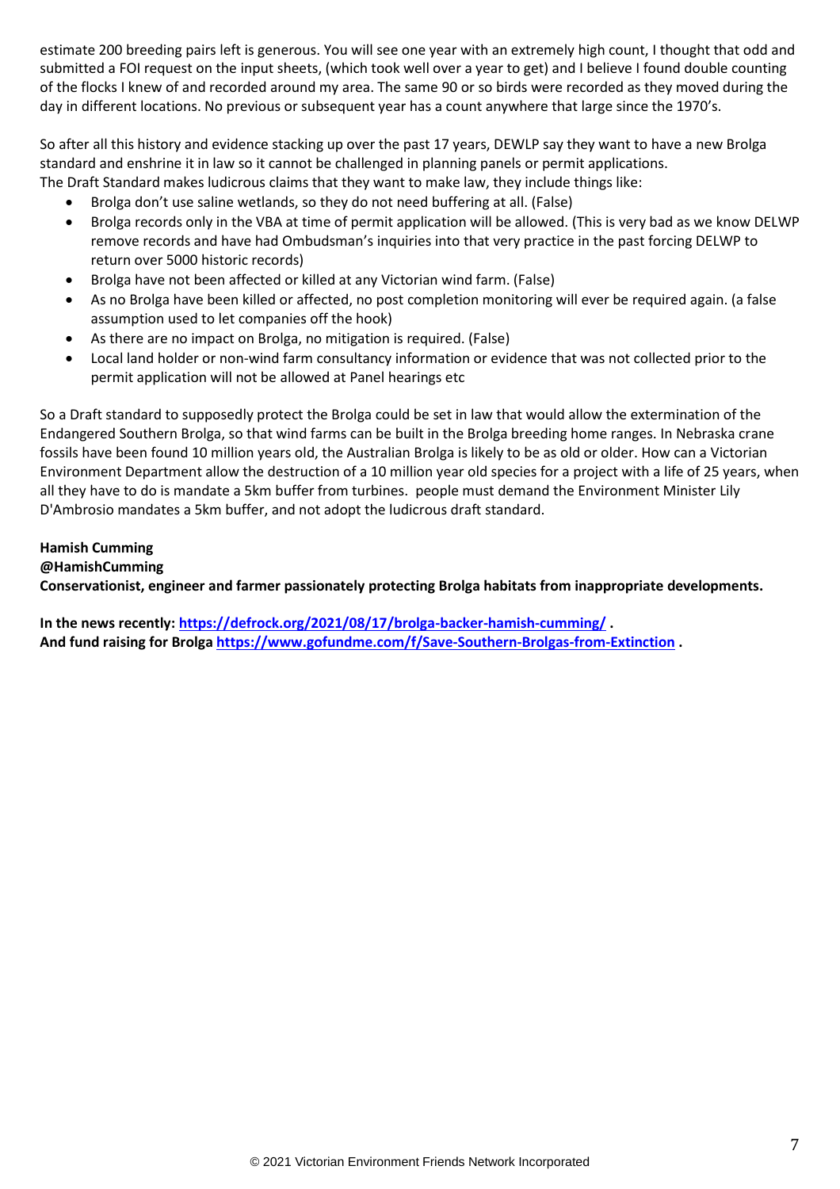estimate 200 breeding pairs left is generous. You will see one year with an extremely high count, I thought that odd and submitted a FOI request on the input sheets, (which took well over a year to get) and I believe I found double counting of the flocks I knew of and recorded around my area. The same 90 or so birds were recorded as they moved during the day in different locations. No previous or subsequent year has a count anywhere that large since the 1970's.

So after all this history and evidence stacking up over the past 17 years, DEWLP say they want to have a new Brolga standard and enshrine it in law so it cannot be challenged in planning panels or permit applications.
The Draft Standard makes ludicrous claims that they want to make law, they include things like:

- Brolga don't use saline wetlands, so they do not need buffering at all. (False)
- Brolga records only in the VBA at time of permit application will be allowed. (This is very bad as we know DELWP remove records and have had Ombudsman's inquiries into that very practice in the past forcing DELWP to return over 5000 historic records)
- Brolga have not been affected or killed at any Victorian wind farm. (False)
- As no Brolga have been killed or affected, no post completion monitoring will ever be required again. (a false assumption used to let companies off the hook)
- As there are no impact on Brolga, no mitigation is required. (False)
- Local land holder or non-wind farm consultancy information or evidence that was not collected prior to the permit application will not be allowed at Panel hearings etc

So a Draft standard to supposedly protect the Brolga could be set in law that would allow the extermination of the Endangered Southern Brolga, so that wind farms can be built in the Brolga breeding home ranges. In Nebraska crane fossils have been found 10 million years old, the Australian Brolga is likely to be as old or older. How can a Victorian Environment Department allow the destruction of a 10 million year old species for a project with a life of 25 years, when all they have to do is mandate a 5km buffer from turbines.  people must demand the Environment Minister Lily D'Ambrosio mandates a 5km buffer, and not adopt the ludicrous draft standard.

**Hamish Cumming**
**@HamishCumming**
**Conservationist, engineer and farmer passionately protecting Brolga habitats from inappropriate developments.**

**In the news recently: [https://defrock.org/2021/08/17/brolga-backer-hamish-cumming/](https://defrock.org/2021/08/17/brolga-backer-hamish-cumming/) .**
**And fund raising for Brolga [https://www.gofundme.com/f/Save-Southern-Brolgas-from-Extinction](https://www.gofundme.com/f/Save-Southern-Brolgas-from-Extinction) .**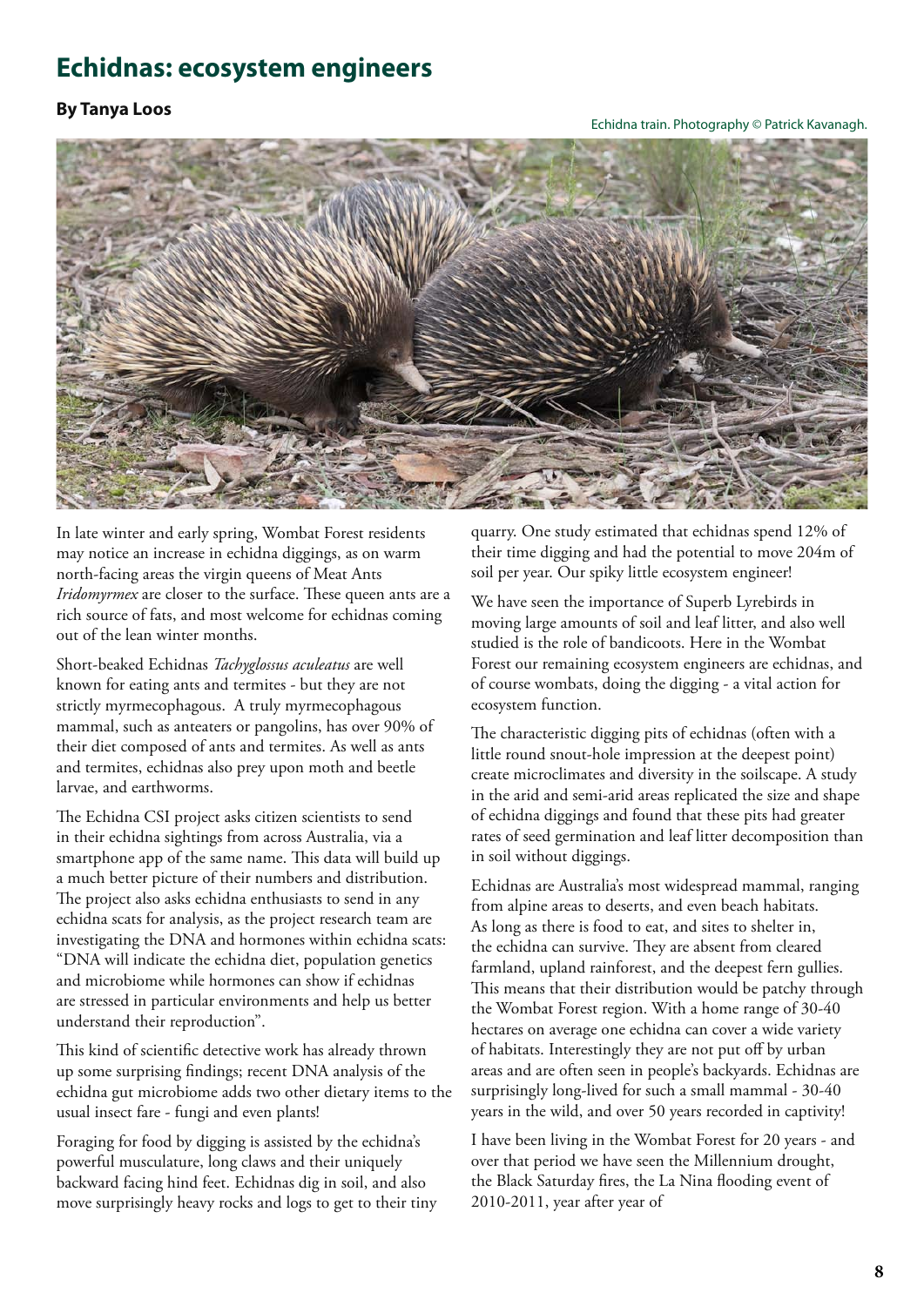# Echidnas: ecosystem engineers

**By Tanya Loos**

Echidna train. Photography © Patrick Kavanagh.

In late winter and early spring, Wombat Forest residents may notice an increase in echidna diggings, as on warm north-facing areas the virgin queens of Meat Ants *Iridomyrmex* are closer to the surface. These queen ants are a rich source of fats, and most welcome for echidnas coming out of the lean winter months.

Short-beaked Echidnas *Tachyglossus aculeatus* are well known for eating ants and termites - but they are not strictly myrmecophagous. A truly myrmecophagous mammal, such as anteaters or pangolins, has over 90% of their diet composed of ants and termites. As well as ants and termites, echidnas also prey upon moth and beetle larvae, and earthworms.

The Echidna CSI project asks citizen scientists to send in their echidna sightings from across Australia, via a smartphone app of the same name. This data will build up a much better picture of their numbers and distribution. The project also asks echidna enthusiasts to send in any echidna scats for analysis, as the project research team are investigating the DNA and hormones within echidna scats: "DNA will indicate the echidna diet, population genetics and microbiome while hormones can show if echidnas are stressed in particular environments and help us better understand their reproduction".

This kind of scientific detective work has already thrown up some surprising findings; recent DNA analysis of the echidna gut microbiome adds two other dietary items to the usual insect fare - fungi and even plants!

Foraging for food by digging is assisted by the echidna's powerful musculature, long claws and their uniquely backward facing hind feet. Echidnas dig in soil, and also move surprisingly heavy rocks and logs to get to their tiny quarry. One study estimated that echidnas spend 12% of their time digging and had the potential to move 204m of soil per year. Our spiky little ecosystem engineer!

We have seen the importance of Superb Lyrebirds in moving large amounts of soil and leaf litter, and also well studied is the role of bandicoots. Here in the Wombat Forest our remaining ecosystem engineers are echidnas, and of course wombats, doing the digging - a vital action for ecosystem function.

The characteristic digging pits of echidnas (often with a little round snout-hole impression at the deepest point) create microclimates and diversity in the soilscape. A study in the arid and semi-arid areas replicated the size and shape of echidna diggings and found that these pits had greater rates of seed germination and leaf litter decomposition than in soil without diggings.

Echidnas are Australia's most widespread mammal, ranging from alpine areas to deserts, and even beach habitats. As long as there is food to eat, and sites to shelter in, the echidna can survive. They are absent from cleared farmland, upland rainforest, and the deepest fern gullies. This means that their distribution would be patchy through the Wombat Forest region. With a home range of 30-40 hectares on average one echidna can cover a wide variety of habitats. Interestingly they are not put off by urban areas and are often seen in people's backyards. Echidnas are surprisingly long-lived for such a small mammal - 30-40 years in the wild, and over 50 years recorded in captivity!

I have been living in the Wombat Forest for 20 years - and over that period we have seen the Millennium drought, the Black Saturday fires, the La Nina flooding event of 2010-2011, year after year of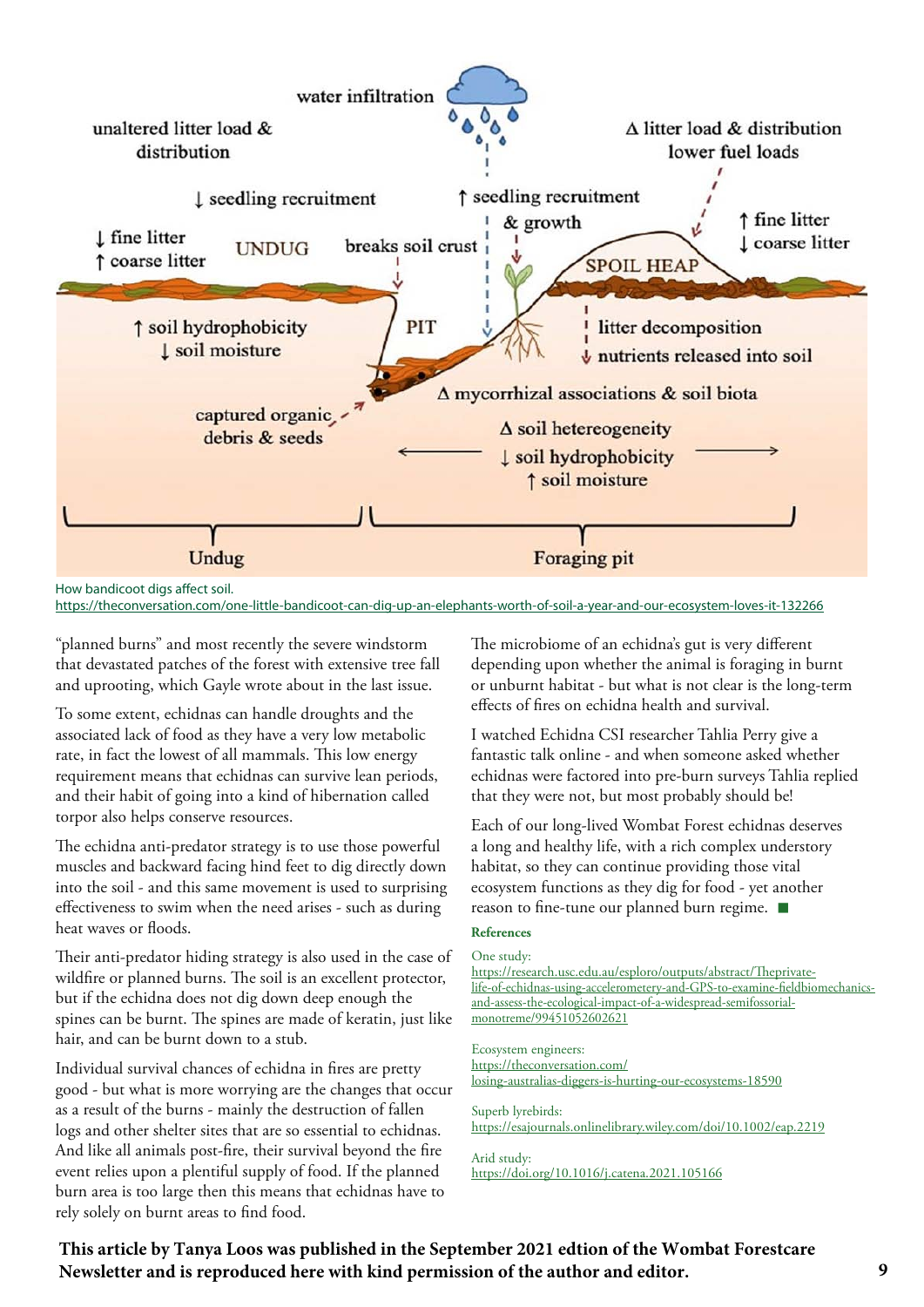How bandicoot digs affect soil.
https://theconversation.com/one-little-bandicoot-can-dig-up-an-elephants-worth-of-soil-a-year-and-our-ecosystem-loves-it-132266

"planned burns" and most recently the severe windstorm that devastated patches of the forest with extensive tree fall and uprooting, which Gayle wrote about in the last issue.

To some extent, echidnas can handle droughts and the associated lack of food as they have a very low metabolic rate, in fact the lowest of all mammals. This low energy requirement means that echidnas can survive lean periods, and their habit of going into a kind of hibernation called torpor also helps conserve resources.

The echidna anti-predator strategy is to use those powerful muscles and backward facing hind feet to dig directly down into the soil - and this same movement is used to surprising effectiveness to swim when the need arises - such as during heat waves or floods.

Their anti-predator hiding strategy is also used in the case of wildfire or planned burns. The soil is an excellent protector, but if the echidna does not dig down deep enough the spines can be burnt. The spines are made of keratin, just like hair, and can be burnt down to a stub.

Individual survival chances of echidna in fires are pretty good - but what is more worrying are the changes that occur as a result of the burns - mainly the destruction of fallen logs and other shelter sites that are so essential to echidnas. And like all animals post-fire, their survival beyond the fire event relies upon a plentiful supply of food. If the planned burn area is too large then this means that echidnas have to rely solely on burnt areas to find food.

The microbiome of an echidna's gut is very different depending upon whether the animal is foraging in burnt or unburnt habitat - but what is not clear is the long-term effects of fires on echidna health and survival.

I watched Echidna CSI researcher Tahlia Perry give a fantastic talk online - and when someone asked whether echidnas were factored into pre-burn surveys Tahlia replied that they were not, but most probably should be!

Each of our long-lived Wombat Forest echidnas deserves a long and healthy life, with a rich complex understory habitat, so they can continue providing those vital ecosystem functions as they dig for food - yet another reason to fine-tune our planned burn regime. ■

**References**

One study:
https://research.usc.edu.au/esploro/outputs/abstract/Theprivate-life-of-echidnas-using-accelerometery-and-GPS-to-examine-fieldbiomechanics-and-assess-the-ecological-impact-of-a-widespread-semifossorial-monotreme/99451052602621

Ecosystem engineers:
https://theconversation.com/losing-australias-diggers-is-hurting-our-ecosystems-18590

Superb lyrebirds:
https://esajournals.onlinelibrary.wiley.com/doi/10.1002/eap.2219

Arid study:
https://doi.org/10.1016/j.catena.2021.105166

**This article by Tanya Loos was published in the September 2021 edtion of the Wombat Forestcare Newsletter and is reproduced here with kind permission of the author and editor.**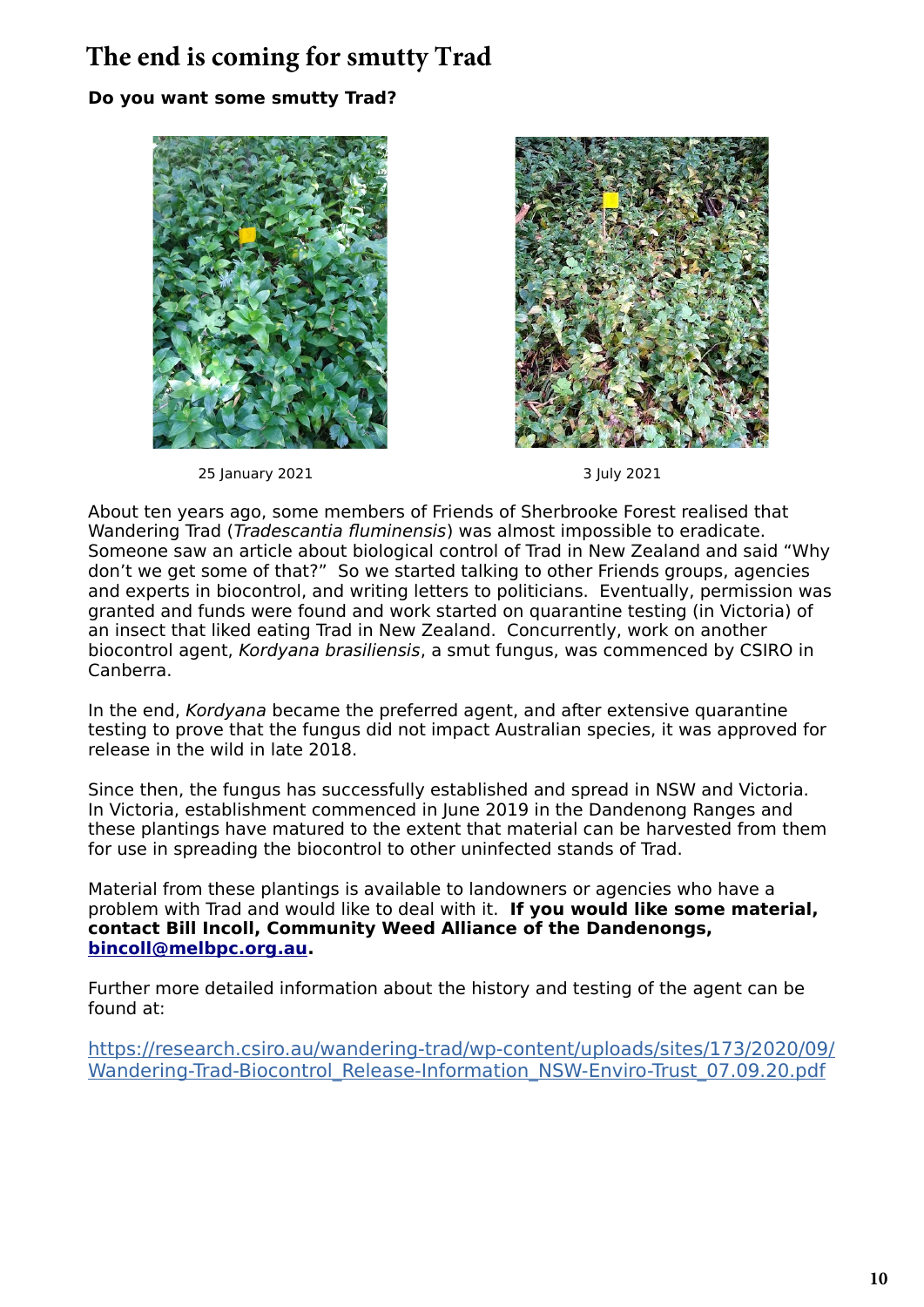# The end is coming for smutty Trad

**Do you want some smutty Trad?**

25 January 2021

3 July 2021

About ten years ago, some members of Friends of Sherbrooke Forest realised that Wandering Trad (*Tradescantia fluminensis*) was almost impossible to eradicate. Someone saw an article about biological control of Trad in New Zealand and said "Why don't we get some of that?" So we started talking to other Friends groups, agencies and experts in biocontrol, and writing letters to politicians. Eventually, permission was granted and funds were found and work started on quarantine testing (in Victoria) of an insect that liked eating Trad in New Zealand. Concurrently, work on another biocontrol agent, *Kordyana brasiliensis*, a smut fungus, was commenced by CSIRO in Canberra.

In the end, *Kordyana* became the preferred agent, and after extensive quarantine testing to prove that the fungus did not impact Australian species, it was approved for release in the wild in late 2018.

Since then, the fungus has successfully established and spread in NSW and Victoria. In Victoria, establishment commenced in June 2019 in the Dandenong Ranges and these plantings have matured to the extent that material can be harvested from them for use in spreading the biocontrol to other uninfected stands of Trad.

Material from these plantings is available to landowners or agencies who have a problem with Trad and would like to deal with it. **If you would like some material, contact Bill Incoll, Community Weed Alliance of the Dandenongs, [bincoll@melbpc.org.au](mailto:bincoll@melbpc.org.au).**

Further more detailed information about the history and testing of the agent can be found at:

[https://research.csiro.au/wandering-trad/wp-content/uploads/sites/173/2020/09/Wandering-Trad-Biocontrol_Release-Information_NSW-Enviro-Trust_07.09.20.pdf](https://research.csiro.au/wandering-trad/wp-content/uploads/sites/173/2020/09/Wandering-Trad-Biocontrol_Release-Information_NSW-Enviro-Trust_07.09.20.pdf)